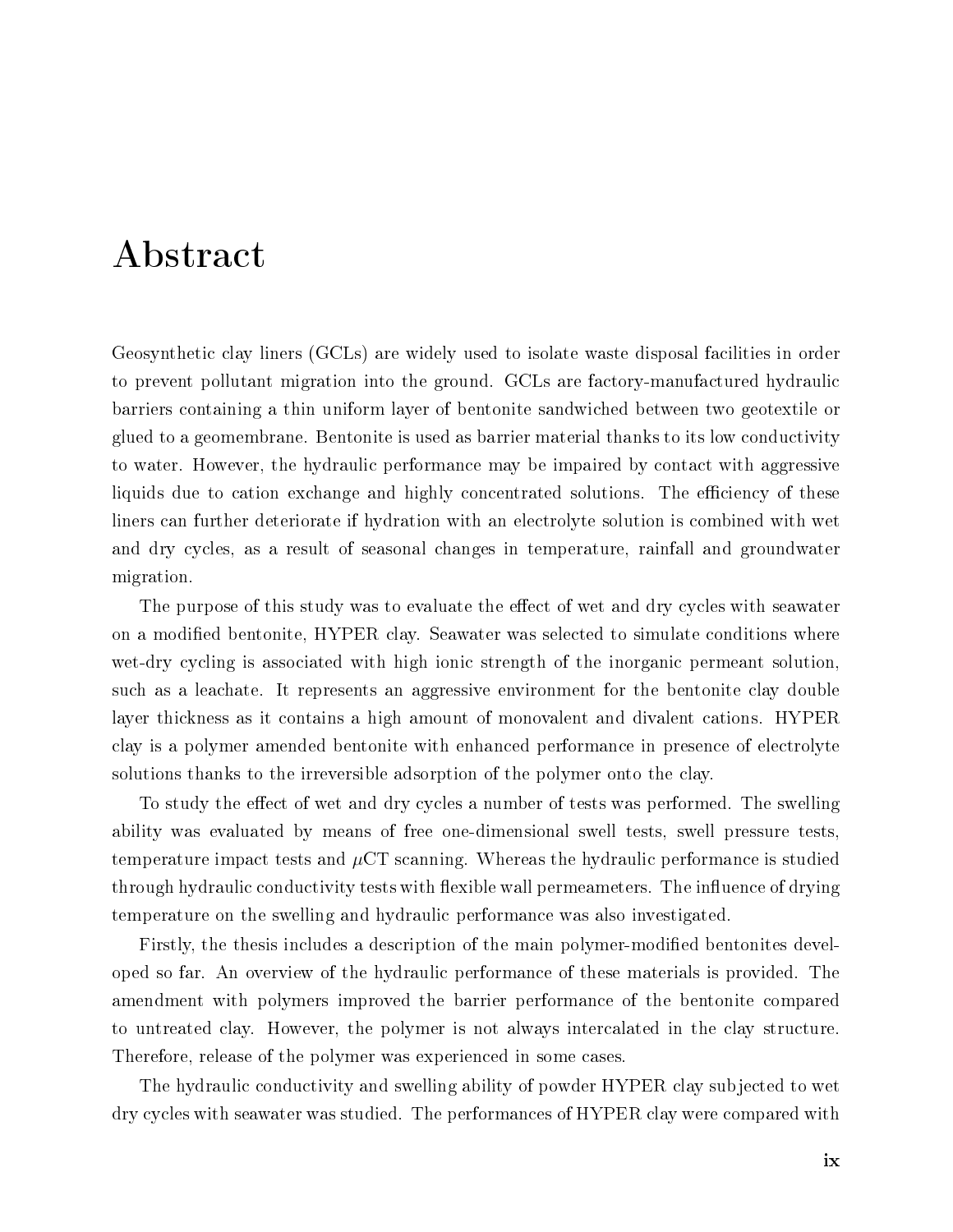# Abstract

Geosynthetic clay liners (GCLs) are widely used to isolate waste disposal facilities in order to prevent pollutant migration into the ground. GCLs are factory-manufactured hydraulic barriers containing a thin uniform layer of bentonite sandwiched between two geotextile or glued to a geomembrane. Bentonite is used as barrier material thanks to its low conductivity to water. However, the hydraulic performance may be impaired by contact with aggressive liquids due to cation exchange and highly concentrated solutions. The efficiency of these liners can further deteriorate if hydration with an electrolyte solution is combined with wet and dry cycles, as a result of seasonal changes in temperature, rainfall and groundwater migration.

The purpose of this study was to evaluate the effect of wet and dry cycles with seawater on a modified bentonite, HYPER clay. Seawater was selected to simulate conditions where wet-dry cycling is associated with high ionic strength of the inorganic permeant solution, such as a leachate. It represents an aggressive environment for the bentonite clay double layer thickness as it contains a high amount of monovalent and divalent cations. HYPER clay is a polymer amended bentonite with enhanced performance in presence of electrolyte solutions thanks to the irreversible adsorption of the polymer onto the clay.

To study the effect of wet and dry cycles a number of tests was performed. The swelling ability was evaluated by means of free one-dimensional swell tests, swell pressure tests, temperature impact tests and $\mu$CT scanning. Whereas the hydraulic performance is studied through hydraulic conductivity tests with flexible wall permeameters. The influence of drying temperature on the swelling and hydraulic performance was also investigated.

Firstly, the thesis includes a description of the main polymer-modified bentonites developed so far. An overview of the hydraulic performance of these materials is provided. The amendment with polymers improved the barrier performance of the bentonite compared to untreated clay. However, the polymer is not always intercalated in the clay structure. Therefore, release of the polymer was experienced in some cases.

The hydraulic conductivity and swelling ability of powder HYPER clay subjected to wet dry cycles with seawater was studied. The performances of HYPER clay were compared with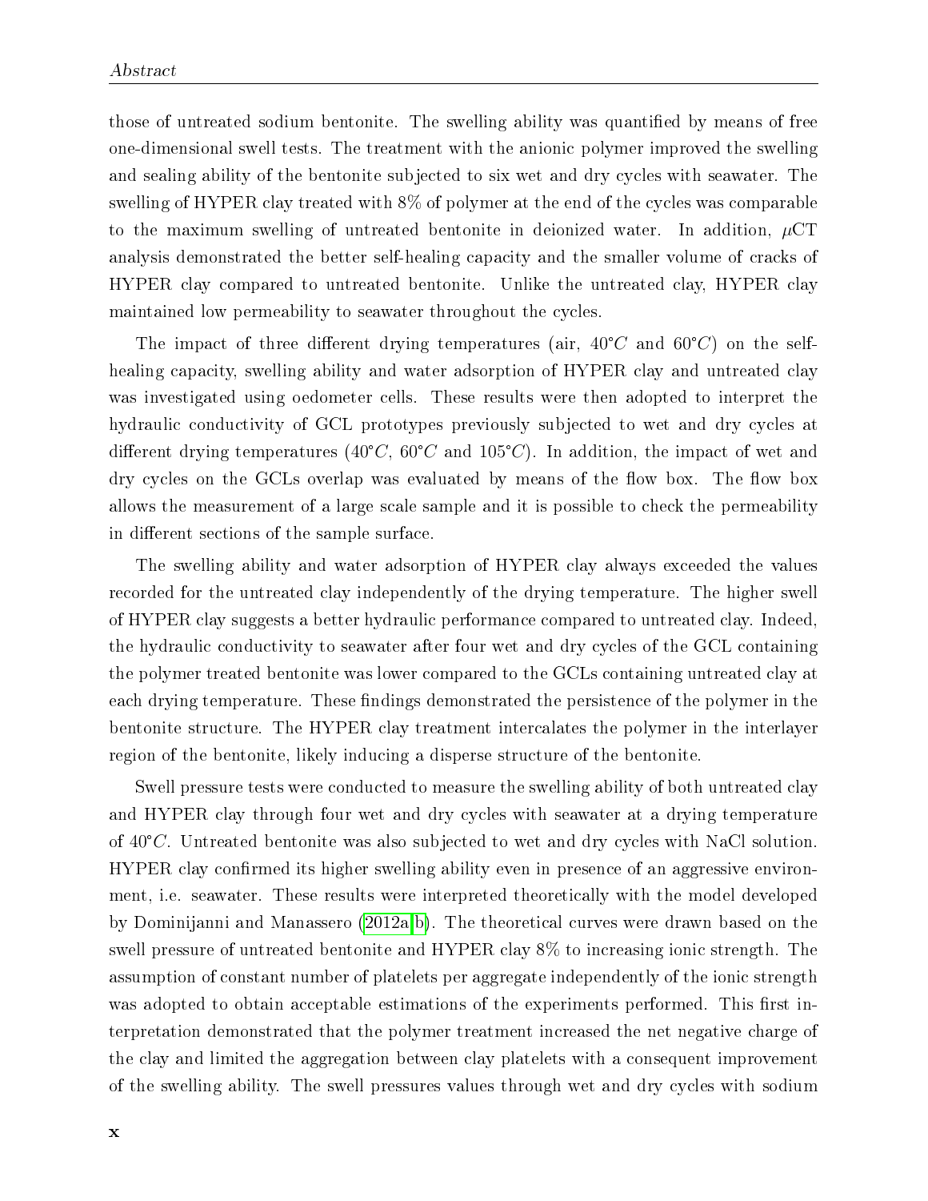those of untreated sodium bentonite. The swelling ability was quantified by means of free one-dimensional swell tests. The treatment with the anionic polymer improved the swelling and sealing ability of the bentonite subjected to six wet and dry cycles with seawater. The swelling of HYPER clay treated with 8% of polymer at the end of the cycles was comparable to the maximum swelling of untreated bentonite in deionized water. In addition, $\mu$CT analysis demonstrated the better self-healing capacity and the smaller volume of cracks of HYPER clay compared to untreated bentonite. Unlike the untreated clay, HYPER clay maintained low permeability to seawater throughout the cycles.

The impact of three different drying temperatures (air, $40°C$ and $60°C$) on the self-healing capacity, swelling ability and water adsorption of HYPER clay and untreated clay was investigated using oedometer cells. These results were then adopted to interpret the hydraulic conductivity of GCL prototypes previously subjected to wet and dry cycles at different drying temperatures ($40°C$, $60°C$ and $105°C$). In addition, the impact of wet and dry cycles on the GCLs overlap was evaluated by means of the flow box. The flow box allows the measurement of a large scale sample and it is possible to check the permeability in different sections of the sample surface.

The swelling ability and water adsorption of HYPER clay always exceeded the values recorded for the untreated clay independently of the drying temperature. The higher swell of HYPER clay suggests a better hydraulic performance compared to untreated clay. Indeed, the hydraulic conductivity to seawater after four wet and dry cycles of the GCL containing the polymer treated bentonite was lower compared to the GCLs containing untreated clay at each drying temperature. These findings demonstrated the persistence of the polymer in the bentonite structure. The HYPER clay treatment intercalates the polymer in the interlayer region of the bentonite, likely inducing a disperse structure of the bentonite.

Swell pressure tests were conducted to measure the swelling ability of both untreated clay and HYPER clay through four wet and dry cycles with seawater at a drying temperature of $40°C$. Untreated bentonite was also subjected to wet and dry cycles with NaCl solution. HYPER clay confirmed its higher swelling ability even in presence of an aggressive environment, i.e. seawater. These results were interpreted theoretically with the model developed by Dominijanni and Manassero (2012a,b). The theoretical curves were drawn based on the swell pressure of untreated bentonite and HYPER clay 8% to increasing ionic strength. The assumption of constant number of platelets per aggregate independently of the ionic strength was adopted to obtain acceptable estimations of the experiments performed. This first interpretation demonstrated that the polymer treatment increased the net negative charge of the clay and limited the aggregation between clay platelets with a consequent improvement of the swelling ability. The swell pressures values through wet and dry cycles with sodium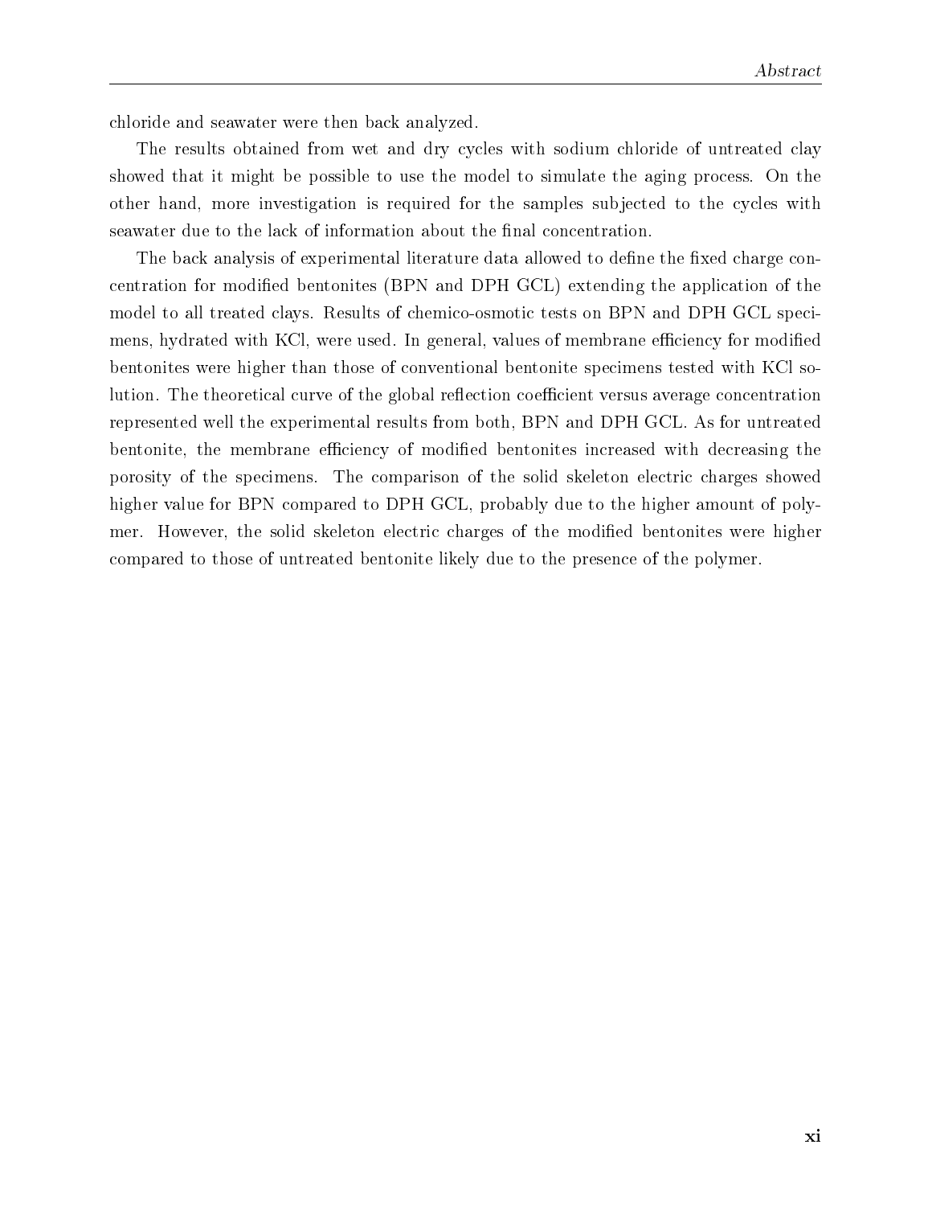chloride and seawater were then back analyzed.

The results obtained from wet and dry cycles with sodium chloride of untreated clay showed that it might be possible to use the model to simulate the aging process. On the other hand, more investigation is required for the samples subjected to the cycles with seawater due to the lack of information about the final concentration.

The back analysis of experimental literature data allowed to define the fixed charge concentration for modified bentonites (BPN and DPH GCL) extending the application of the model to all treated clays. Results of chemico-osmotic tests on BPN and DPH GCL specimens, hydrated with KCl, were used. In general, values of membrane efficiency for modified bentonites were higher than those of conventional bentonite specimens tested with KCl solution. The theoretical curve of the global reflection coefficient versus average concentration represented well the experimental results from both, BPN and DPH GCL. As for untreated bentonite, the membrane efficiency of modified bentonites increased with decreasing the porosity of the specimens. The comparison of the solid skeleton electric charges showed higher value for BPN compared to DPH GCL, probably due to the higher amount of polymer. However, the solid skeleton electric charges of the modified bentonites were higher compared to those of untreated bentonite likely due to the presence of the polymer.